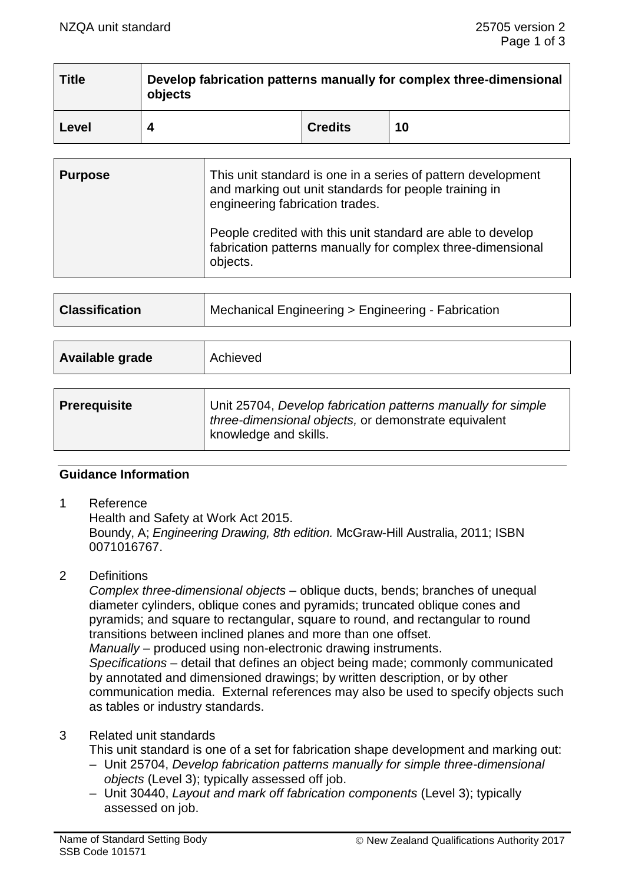| Title | Develop fabrication patterns manually for complex three-dimensional objects | | |
|---|---|---|---|
| **Level** | **4** | **Credits** | **10** |

| Purpose | This unit standard is one in a series of pattern development and marking out unit standards for people training in engineering fabrication trades.<br><br>People credited with this unit standard are able to develop fabrication patterns manually for complex three-dimensional objects. |
|---|---|

| Classification | Mechanical Engineering > Engineering - Fabrication |
|---|---|

| Available grade | Achieved |
|---|---|

| Prerequisite | Unit 25704, *Develop fabrication patterns manually for simple three-dimensional objects,* or demonstrate equivalent knowledge and skills. |
|---|---|

## Guidance Information

1 Reference

Health and Safety at Work Act 2015.

Boundy, A; *Engineering Drawing, 8th edition.* McGraw-Hill Australia, 2011; ISBN 0071016767.

2 Definitions

*Complex three-dimensional objects* – oblique ducts, bends; branches of unequal diameter cylinders, oblique cones and pyramids; truncated oblique cones and pyramids; and square to rectangular, square to round, and rectangular to round transitions between inclined planes and more than one offset.

*Manually* – produced using non-electronic drawing instruments.

*Specifications* – detail that defines an object being made; commonly communicated by annotated and dimensioned drawings; by written description, or by other communication media. External references may also be used to specify objects such as tables or industry standards.

3 Related unit standards

This unit standard is one of a set for fabrication shape development and marking out:

– Unit 25704, *Develop fabrication patterns manually for simple three-dimensional objects* (Level 3); typically assessed off job.
– Unit 30440, *Layout and mark off fabrication components* (Level 3); typically assessed on job.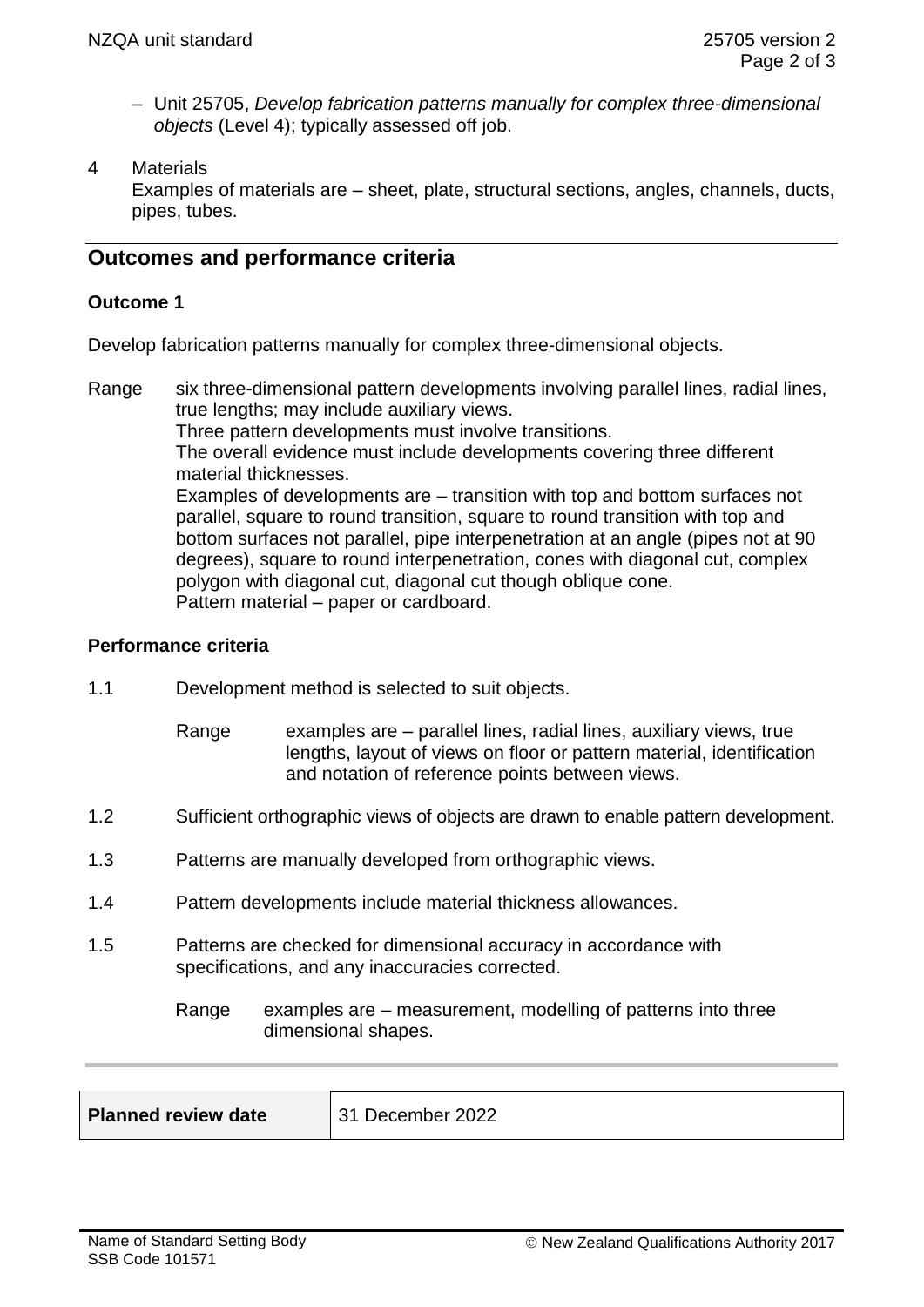– Unit 25705, *Develop fabrication patterns manually for complex three-dimensional objects* (Level 4); typically assessed off job.

4 Materials
Examples of materials are – sheet, plate, structural sections, angles, channels, ducts, pipes, tubes.

## Outcomes and performance criteria

### Outcome 1

Develop fabrication patterns manually for complex three-dimensional objects.

Range six three-dimensional pattern developments involving parallel lines, radial lines, true lengths; may include auxiliary views.
Three pattern developments must involve transitions.
The overall evidence must include developments covering three different material thicknesses.
Examples of developments are – transition with top and bottom surfaces not parallel, square to round transition, square to round transition with top and bottom surfaces not parallel, pipe interpenetration at an angle (pipes not at 90 degrees), square to round interpenetration, cones with diagonal cut, complex polygon with diagonal cut, diagonal cut though oblique cone.
Pattern material – paper or cardboard.

### Performance criteria

1.1 Development method is selected to suit objects.

Range examples are – parallel lines, radial lines, auxiliary views, true lengths, layout of views on floor or pattern material, identification and notation of reference points between views.

1.2 Sufficient orthographic views of objects are drawn to enable pattern development.

1.3 Patterns are manually developed from orthographic views.

1.4 Pattern developments include material thickness allowances.

1.5 Patterns are checked for dimensional accuracy in accordance with specifications, and any inaccuracies corrected.

Range examples are – measurement, modelling of patterns into three dimensional shapes.

| **Planned review date** | 31 December 2022 |
| --- | --- |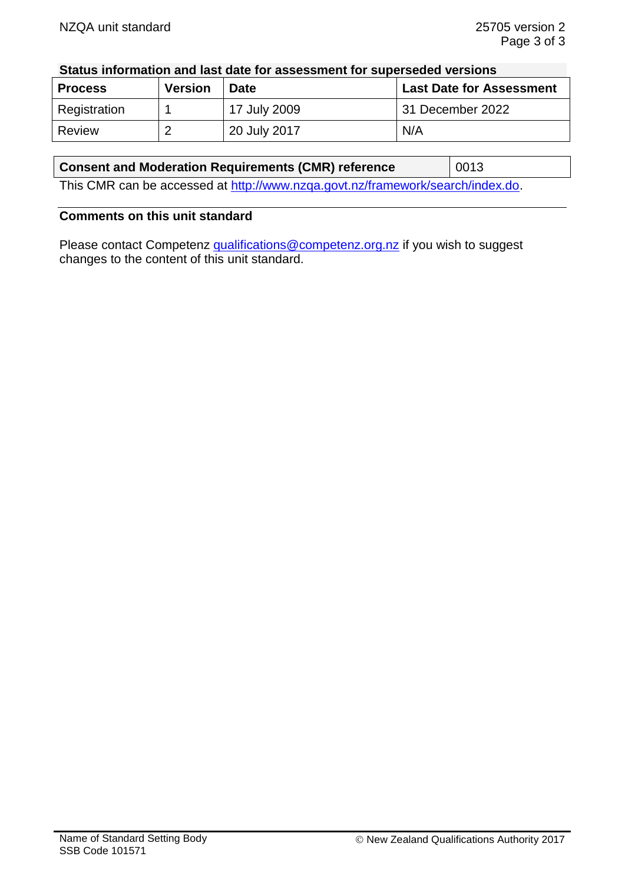**Status information and last date for assessment for superseded versions**

| Process | Version | Date | Last Date for Assessment |
|---|---|---|---|
| Registration | 1 | 17 July 2009 | 31 December 2022 |
| Review | 2 | 20 July 2017 | N/A |

| Consent and Moderation Requirements (CMR) reference | 0013 |
|---|---|

This CMR can be accessed at http://www.nzqa.govt.nz/framework/search/index.do.

**Comments on this unit standard**

Please contact Competenz qualifications@competenz.org.nz if you wish to suggest changes to the content of this unit standard.